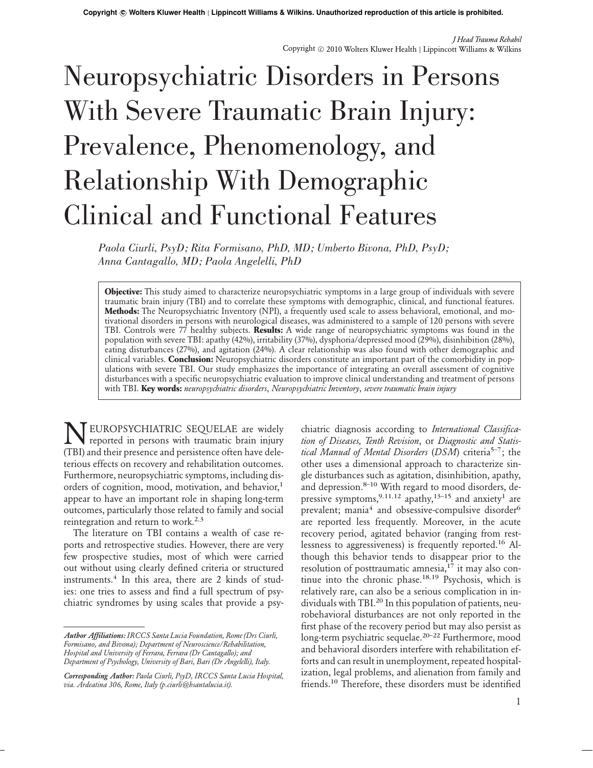# Neuropsychiatric Disorders in Persons With Severe Traumatic Brain Injury: Prevalence, Phenomenology, and Relationship With Demographic Clinical and Functional Features

*Paola Ciurli, PsyD; Rita Formisano, PhD, MD; Umberto Bivona, PhD, PsyD; Anna Cantagallo, MD; Paola Angelelli, PhD*

**Objective:** This study aimed to characterize neuropsychiatric symptoms in a large group of individuals with severe traumatic brain injury (TBI) and to correlate these symptoms with demographic, clinical, and functional features. **Methods:** The Neuropsychiatric Inventory (NPI), a frequently used scale to assess behavioral, emotional, and motivational disorders in persons with neurological diseases, was administered to a sample of 120 persons with severe TBI. Controls were 77 healthy subjects. **Results:** A wide range of neuropsychiatric symptoms was found in the population with severe TBI: apathy (42%), irritability (37%), dysphoria/depressed mood (29%), disinhibition (28%), eating disturbances (27%), and agitation (24%). A clear relationship was also found with other demographic and clinical variables. **Conclusion:** Neuropsychiatric disorders constitute an important part of the comorbidity in populations with severe TBI. Our study emphasizes the importance of integrating an overall assessment of cognitive disturbances with a specific neuropsychiatric evaluation to improve clinical understanding and treatment of persons with TBI. **Key words:** *neuropsychiatric disorders*, *Neuropsychiatric Inventory*, *severe traumatic brain injury*

NEUROPSYCHIATRIC SEQUELAE are widely reported in persons with traumatic brain injury (TBI) and their presence and persistence often have deleterious effects on recovery and rehabilitation outcomes. Furthermore, neuropsychiatric symptoms, including disorders of cognition, mood, motivation, and behavior,[1] appear to have an important role in shaping long-term outcomes, particularly those related to family and social reintegration and return to work.[2,3]

The literature on TBI contains a wealth of case reports and retrospective studies. However, there are very few prospective studies, most of which were carried out without using clearly defined criteria or structured instruments.[4] In this area, there are 2 kinds of studies: one tries to assess and find a full spectrum of psychiatric syndromes by using scales that provide a psychiatric diagnosis according to *International Classification of Diseases, Tenth Revision*, or *Diagnostic and Statistical Manual of Mental Disorders* (*DSM*) criteria[5–7]; the other uses a dimensional approach to characterize single disturbances such as agitation, disinhibition, apathy, and depression.[8–10] With regard to mood disorders, depressive symptoms,[9,11,12] apathy,[13–15] and anxiety[1] are prevalent; mania[4] and obsessive-compulsive disorder[6] are reported less frequently. Moreover, in the acute recovery period, agitated behavior (ranging from restlessness to aggressiveness) is frequently reported.[16] Although this behavior tends to disappear prior to the resolution of posttraumatic amnesia,[17] it may also continue into the chronic phase.[18,19] Psychosis, which is relatively rare, can also be a serious complication in individuals with TBI.[20] In this population of patients, neurobehavioral disturbances are not only reported in the first phase of the recovery period but may also persist as long-term psychiatric sequelae.[20–22] Furthermore, mood and behavioral disorders interfere with rehabilitation efforts and can result in unemployment, repeated hospitalization, legal problems, and alienation from family and friends.[10] Therefore, these disorders must be identified

***Author Affiliations:*** *IRCCS Santa Lucia Foundation, Rome (Drs Ciurli, Formisano, and Bivona); Department of Neuroscience/Rehabilitation, Hospital and University of Ferrara, Ferrara (Dr Cantagallo); and Department of Psychology, University of Bari, Bari (Dr Angelelli), Italy.*

***Corresponding Author:*** *Paola Ciurli, PsyD, IRCCS Santa Lucia Hospital, via. Ardeatina 306, Rome, Italy (p.ciurli@hsantalucia.it).*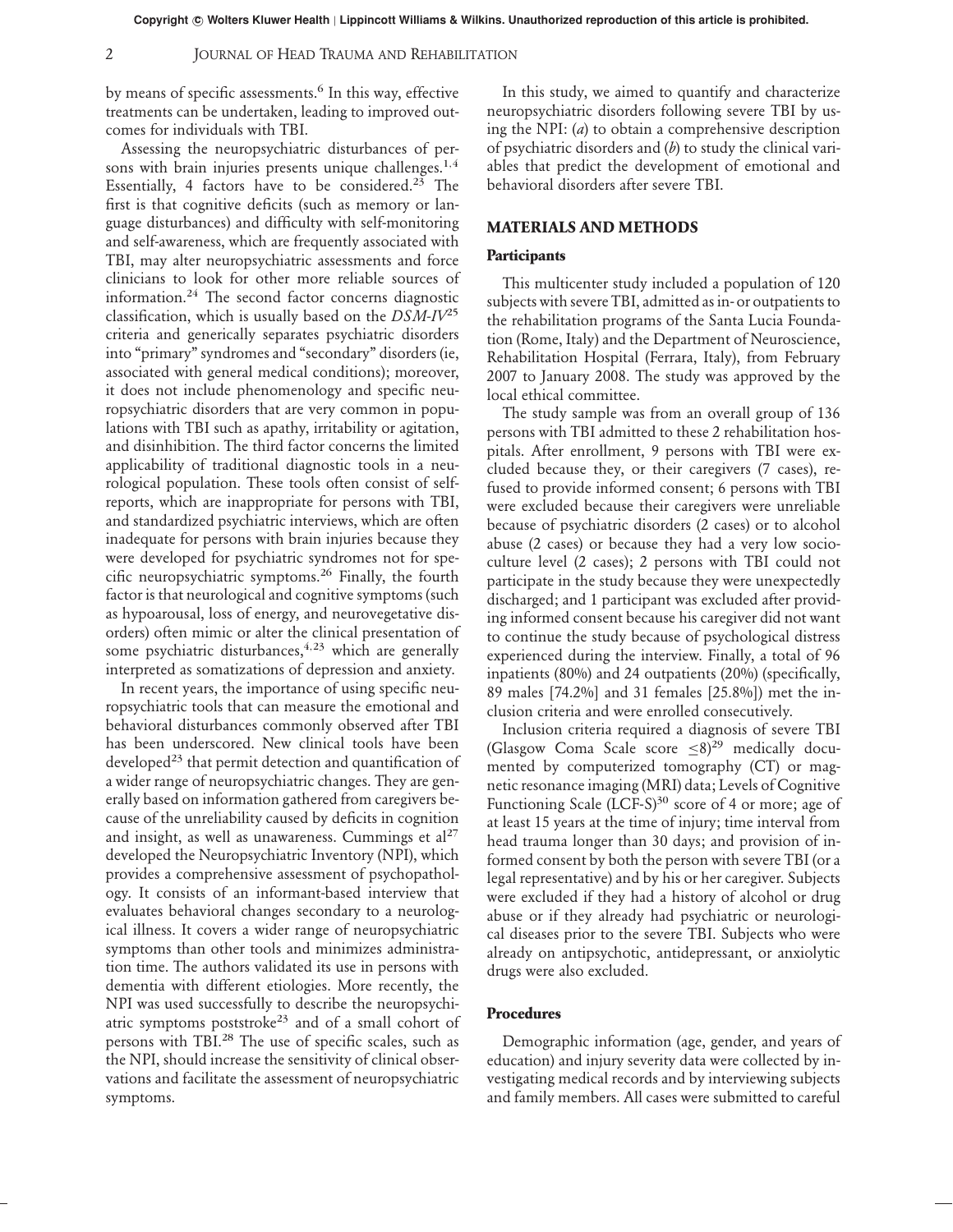by means of specific assessments.[6] In this way, effective treatments can be undertaken, leading to improved outcomes for individuals with TBI.

Assessing the neuropsychiatric disturbances of persons with brain injuries presents unique challenges.[1,4] Essentially, 4 factors have to be considered.[23] The first is that cognitive deficits (such as memory or language disturbances) and difficulty with self-monitoring and self-awareness, which are frequently associated with TBI, may alter neuropsychiatric assessments and force clinicians to look for other more reliable sources of information.[24] The second factor concerns diagnostic classification, which is usually based on the *DSM-IV*[25] criteria and generically separates psychiatric disorders into "primary" syndromes and "secondary" disorders (ie, associated with general medical conditions); moreover, it does not include phenomenology and specific neuropsychiatric disorders that are very common in populations with TBI such as apathy, irritability or agitation, and disinhibition. The third factor concerns the limited applicability of traditional diagnostic tools in a neurological population. These tools often consist of self-reports, which are inappropriate for persons with TBI, and standardized psychiatric interviews, which are often inadequate for persons with brain injuries because they were developed for psychiatric syndromes not for specific neuropsychiatric symptoms.[26] Finally, the fourth factor is that neurological and cognitive symptoms (such as hypoarousal, loss of energy, and neurovegetative disorders) often mimic or alter the clinical presentation of some psychiatric disturbances,[4,23] which are generally interpreted as somatizations of depression and anxiety.

In recent years, the importance of using specific neuropsychiatric tools that can measure the emotional and behavioral disturbances commonly observed after TBI has been underscored. New clinical tools have been developed[23] that permit detection and quantification of a wider range of neuropsychiatric changes. They are generally based on information gathered from caregivers because of the unreliability caused by deficits in cognition and insight, as well as unawareness. Cummings et al[27] developed the Neuropsychiatric Inventory (NPI), which provides a comprehensive assessment of psychopathology. It consists of an informant-based interview that evaluates behavioral changes secondary to a neurological illness. It covers a wider range of neuropsychiatric symptoms than other tools and minimizes administration time. The authors validated its use in persons with dementia with different etiologies. More recently, the NPI was used successfully to describe the neuropsychiatric symptoms poststroke[23] and of a small cohort of persons with TBI.[28] The use of specific scales, such as the NPI, should increase the sensitivity of clinical observations and facilitate the assessment of neuropsychiatric symptoms.

In this study, we aimed to quantify and characterize neuropsychiatric disorders following severe TBI by using the NPI: (*a*) to obtain a comprehensive description of psychiatric disorders and (*b*) to study the clinical variables that predict the development of emotional and behavioral disorders after severe TBI.

## MATERIALS AND METHODS

### Participants

This multicenter study included a population of 120 subjects with severe TBI, admitted as in- or outpatients to the rehabilitation programs of the Santa Lucia Foundation (Rome, Italy) and the Department of Neuroscience, Rehabilitation Hospital (Ferrara, Italy), from February 2007 to January 2008. The study was approved by the local ethical committee.

The study sample was from an overall group of 136 persons with TBI admitted to these 2 rehabilitation hospitals. After enrollment, 9 persons with TBI were excluded because they, or their caregivers (7 cases), refused to provide informed consent; 6 persons with TBI were excluded because their caregivers were unreliable because of psychiatric disorders (2 cases) or to alcohol abuse (2 cases) or because they had a very low socioculture level (2 cases); 2 persons with TBI could not participate in the study because they were unexpectedly discharged; and 1 participant was excluded after providing informed consent because his caregiver did not want to continue the study because of psychological distress experienced during the interview. Finally, a total of 96 inpatients (80%) and 24 outpatients (20%) (specifically, 89 males [74.2%] and 31 females [25.8%]) met the inclusion criteria and were enrolled consecutively.

Inclusion criteria required a diagnosis of severe TBI (Glasgow Coma Scale score $\leq 8$)[29] medically documented by computerized tomography (CT) or magnetic resonance imaging (MRI) data; Levels of Cognitive Functioning Scale (LCF-S)[30] score of 4 or more; age of at least 15 years at the time of injury; time interval from head trauma longer than 30 days; and provision of informed consent by both the person with severe TBI (or a legal representative) and by his or her caregiver. Subjects were excluded if they had a history of alcohol or drug abuse or if they already had psychiatric or neurological diseases prior to the severe TBI. Subjects who were already on antipsychotic, antidepressant, or anxiolytic drugs were also excluded.

### Procedures

Demographic information (age, gender, and years of education) and injury severity data were collected by investigating medical records and by interviewing subjects and family members. All cases were submitted to careful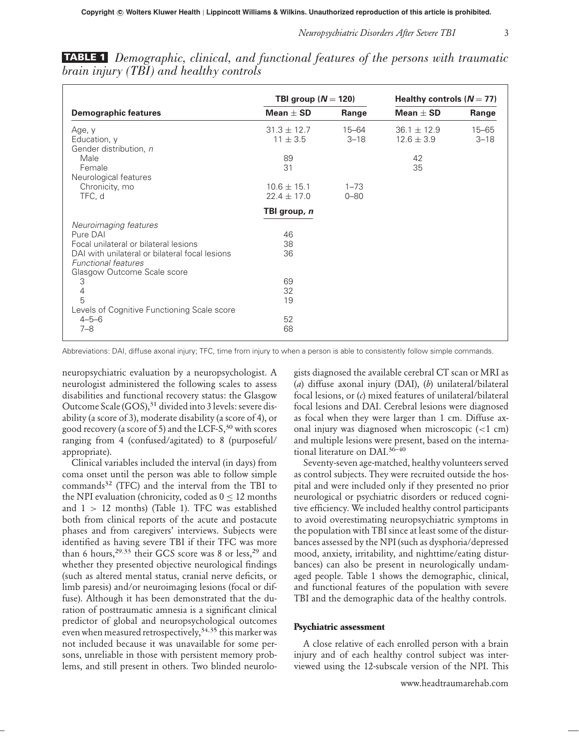**TABLE 1** *Demographic, clinical, and functional features of the persons with traumatic brain injury (TBI) and healthy controls*

| | TBI group ($N = 120$) | | Healthy controls ($N = 77$) | |
|---|---|---|---|---|
| **Demographic features** | **Mean ± SD** | **Range** | **Mean ± SD** | **Range** |
| Age, y | 31.3 ± 12.7 | 15–64 | 36.1 ± 12.9 | 15–65 |
| Education, y | 11 ± 3.5 | 3–18 | 12.6 ± 3.9 | 3–18 |
| Gender distribution, *n* | | | | |
| Male | 89 | | 42 | |
| Female | 31 | | 35 | |
| Neurological features | | | | |
| Chronicity, mo | 10.6 ± 15.1 | 1–73 | | |
| TFC, d | 22.4 ± 17.0 | 0–80 | | |
| | **TBI group, *n*** | | | |
| *Neuroimaging features* | | | | |
| Pure DAI | 46 | | | |
| Focal unilateral or bilateral lesions | 38 | | | |
| DAI with unilateral or bilateral focal lesions | 36 | | | |
| *Functional features* | | | | |
| Glasgow Outcome Scale score | | | | |
| 3 | 69 | | | |
| 4 | 32 | | | |
| 5 | 19 | | | |
| Levels of Cognitive Functioning Scale score | | | | |
| 4–5–6 | 52 | | | |
| 7–8 | 68 | | | |

Abbreviations: DAI, diffuse axonal injury; TFC, time from injury to when a person is able to consistently follow simple commands.

neuropsychiatric evaluation by a neuropsychologist. A neurologist administered the following scales to assess disabilities and functional recovery status: the Glasgow Outcome Scale (GOS),[31] divided into 3 levels: severe disability (a score of 3), moderate disability (a score of 4), or good recovery (a score of 5) and the LCF-S,[30] with scores ranging from 4 (confused/agitated) to 8 (purposeful/appropriate).

Clinical variables included the interval (in days) from coma onset until the person was able to follow simple commands[32] (TFC) and the interval from the TBI to the NPI evaluation (chronicity, coded as $0 \leq 12$ months and $1 > 12$ months) (Table 1). TFC was established both from clinical reports of the acute and postacute phases and from caregivers' interviews. Subjects were identified as having severe TBI if their TFC was more than 6 hours,[29,33] their GCS score was 8 or less,[29] and whether they presented objective neurological findings (such as altered mental status, cranial nerve deficits, or limb paresis) and/or neuroimaging lesions (focal or diffuse). Although it has been demonstrated that the duration of posttraumatic amnesia is a significant clinical predictor of global and neuropsychological outcomes even when measured retrospectively,[34,35] this marker was not included because it was unavailable for some persons, unreliable in those with persistent memory problems, and still present in others. Two blinded neurologists diagnosed the available cerebral CT scan or MRI as (*a*) diffuse axonal injury (DAI), (*b*) unilateral/bilateral focal lesions, or (*c*) mixed features of unilateral/bilateral focal lesions and DAI. Cerebral lesions were diagnosed as focal when they were larger than 1 cm. Diffuse axonal injury was diagnosed when microscopic (<1 cm) and multiple lesions were present, based on the international literature on DAI.[36–40]

Seventy-seven age-matched, healthy volunteers served as control subjects. They were recruited outside the hospital and were included only if they presented no prior neurological or psychiatric disorders or reduced cognitive efficiency. We included healthy control participants to avoid overestimating neuropsychiatric symptoms in the population with TBI since at least some of the disturbances assessed by the NPI (such as dysphoria/depressed mood, anxiety, irritability, and nighttime/eating disturbances) can also be present in neurologically undamaged people. Table 1 shows the demographic, clinical, and functional features of the population with severe TBI and the demographic data of the healthy controls.

### Psychiatric assessment

A close relative of each enrolled person with a brain injury and of each healthy control subject was interviewed using the 12-subscale version of the NPI. This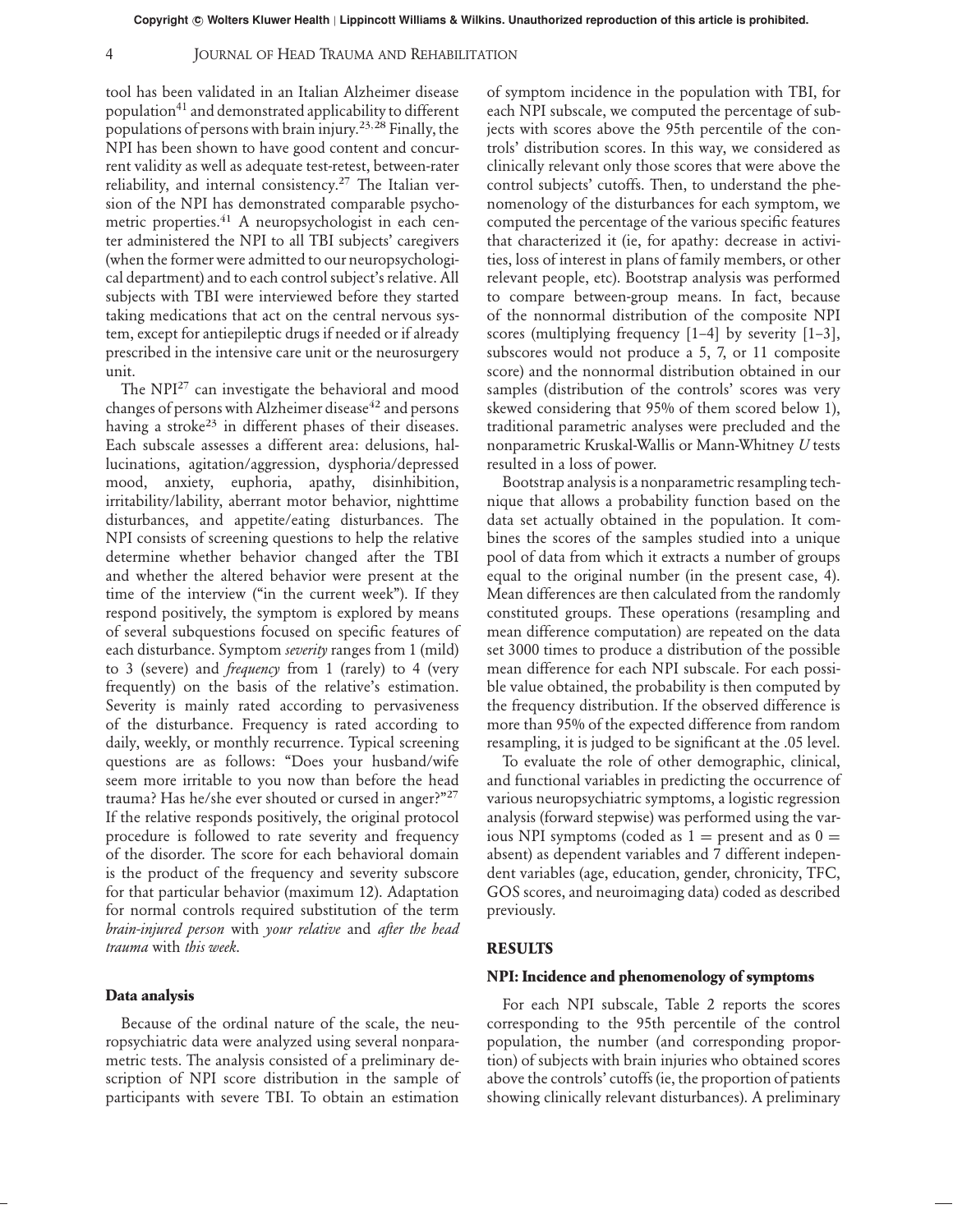tool has been validated in an Italian Alzheimer disease population[41] and demonstrated applicability to different populations of persons with brain injury.[23,28] Finally, the NPI has been shown to have good content and concurrent validity as well as adequate test-retest, between-rater reliability, and internal consistency.[27] The Italian version of the NPI has demonstrated comparable psychometric properties.[41] A neuropsychologist in each center administered the NPI to all TBI subjects' caregivers (when the former were admitted to our neuropsychological department) and to each control subject's relative. All subjects with TBI were interviewed before they started taking medications that act on the central nervous system, except for antiepileptic drugs if needed or if already prescribed in the intensive care unit or the neurosurgery unit.

The NPI[27] can investigate the behavioral and mood changes of persons with Alzheimer disease[42] and persons having a stroke[23] in different phases of their diseases. Each subscale assesses a different area: delusions, hallucinations, agitation/aggression, dysphoria/depressed mood, anxiety, euphoria, apathy, disinhibition, irritability/lability, aberrant motor behavior, nighttime disturbances, and appetite/eating disturbances. The NPI consists of screening questions to help the relative determine whether behavior changed after the TBI and whether the altered behavior were present at the time of the interview ("in the current week"). If they respond positively, the symptom is explored by means of several subquestions focused on specific features of each disturbance. Symptom *severity* ranges from 1 (mild) to 3 (severe) and *frequency* from 1 (rarely) to 4 (very frequently) on the basis of the relative's estimation. Severity is mainly rated according to pervasiveness of the disturbance. Frequency is rated according to daily, weekly, or monthly recurrence. Typical screening questions are as follows: "Does your husband/wife seem more irritable to you now than before the head trauma? Has he/she ever shouted or cursed in anger?"[27] If the relative responds positively, the original protocol procedure is followed to rate severity and frequency of the disorder. The score for each behavioral domain is the product of the frequency and severity subscore for that particular behavior (maximum 12). Adaptation for normal controls required substitution of the term *brain-injured person* with *your relative* and *after the head trauma* with *this week*.

### Data analysis

Because of the ordinal nature of the scale, the neuropsychiatric data were analyzed using several nonparametric tests. The analysis consisted of a preliminary description of NPI score distribution in the sample of participants with severe TBI. To obtain an estimation of symptom incidence in the population with TBI, for each NPI subscale, we computed the percentage of subjects with scores above the 95th percentile of the controls' distribution scores. In this way, we considered as clinically relevant only those scores that were above the control subjects' cutoffs. Then, to understand the phenomenology of the disturbances for each symptom, we computed the percentage of the various specific features that characterized it (ie, for apathy: decrease in activities, loss of interest in plans of family members, or other relevant people, etc). Bootstrap analysis was performed to compare between-group means. In fact, because of the nonnormal distribution of the composite NPI scores (multiplying frequency [1–4] by severity [1–3], subscores would not produce a 5, 7, or 11 composite score) and the nonnormal distribution obtained in our samples (distribution of the controls' scores was very skewed considering that 95% of them scored below 1), traditional parametric analyses were precluded and the nonparametric Kruskal-Wallis or Mann-Whitney *U* tests resulted in a loss of power.

Bootstrap analysis is a nonparametric resampling technique that allows a probability function based on the data set actually obtained in the population. It combines the scores of the samples studied into a unique pool of data from which it extracts a number of groups equal to the original number (in the present case, 4). Mean differences are then calculated from the randomly constituted groups. These operations (resampling and mean difference computation) are repeated on the data set 3000 times to produce a distribution of the possible mean difference for each NPI subscale. For each possible value obtained, the probability is then computed by the frequency distribution. If the observed difference is more than 95% of the expected difference from random resampling, it is judged to be significant at the .05 level.

To evaluate the role of other demographic, clinical, and functional variables in predicting the occurrence of various neuropsychiatric symptoms, a logistic regression analysis (forward stepwise) was performed using the various NPI symptoms (coded as $1 =$ present and as $0 =$ absent) as dependent variables and 7 different independent variables (age, education, gender, chronicity, TFC, GOS scores, and neuroimaging data) coded as described previously.

## RESULTS

### NPI: Incidence and phenomenology of symptoms

For each NPI subscale, Table 2 reports the scores corresponding to the 95th percentile of the control population, the number (and corresponding proportion) of subjects with brain injuries who obtained scores above the controls' cutoffs (ie, the proportion of patients showing clinically relevant disturbances). A preliminary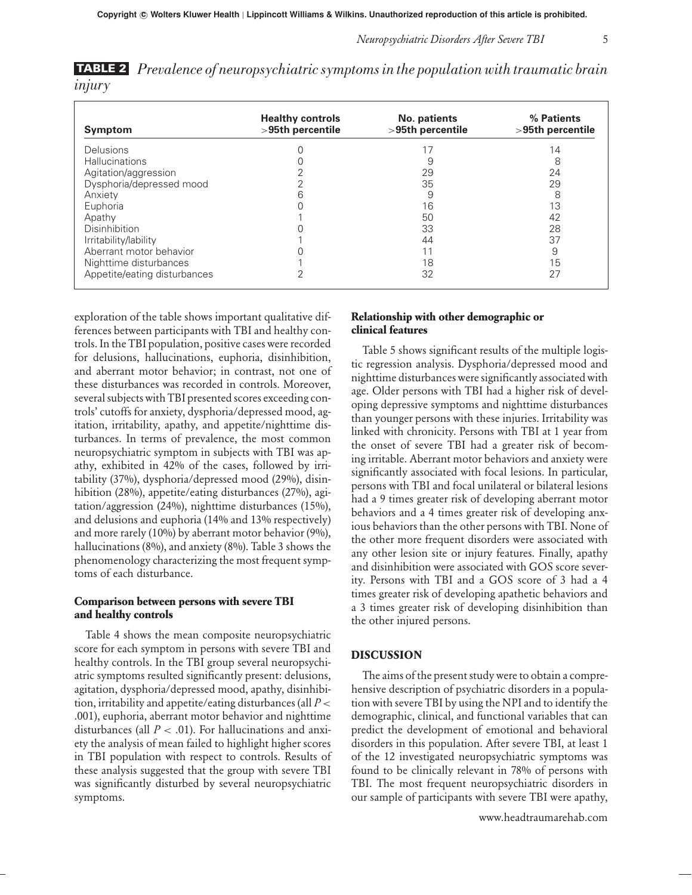**TABLE 2** *Prevalence of neuropsychiatric symptoms in the population with traumatic brain injury*

| Symptom | Healthy controls >95th percentile | No. patients >95th percentile | % Patients >95th percentile |
|---|---|---|---|
| Delusions | 0 | 17 | 14 |
| Hallucinations | 0 | 9 | 8 |
| Agitation/aggression | 2 | 29 | 24 |
| Dysphoria/depressed mood | 2 | 35 | 29 |
| Anxiety | 6 | 9 | 8 |
| Euphoria | 0 | 16 | 13 |
| Apathy | 1 | 50 | 42 |
| Disinhibition | 0 | 33 | 28 |
| Irritability/lability | 1 | 44 | 37 |
| Aberrant motor behavior | 0 | 11 | 9 |
| Nighttime disturbances | 1 | 18 | 15 |
| Appetite/eating disturbances | 2 | 32 | 27 |

exploration of the table shows important qualitative differences between participants with TBI and healthy controls. In the TBI population, positive cases were recorded for delusions, hallucinations, euphoria, disinhibition, and aberrant motor behavior; in contrast, not one of these disturbances was recorded in controls. Moreover, several subjects with TBI presented scores exceeding controls' cutoffs for anxiety, dysphoria/depressed mood, agitation, irritability, apathy, and appetite/nighttime disturbances. In terms of prevalence, the most common neuropsychiatric symptom in subjects with TBI was apathy, exhibited in 42% of the cases, followed by irritability (37%), dysphoria/depressed mood (29%), disinhibition (28%), appetite/eating disturbances (27%), agitation/aggression (24%), nighttime disturbances (15%), and delusions and euphoria (14% and 13% respectively) and more rarely (10%) by aberrant motor behavior (9%), hallucinations (8%), and anxiety (8%). Table 3 shows the phenomenology characterizing the most frequent symptoms of each disturbance.

### Comparison between persons with severe TBI and healthy controls

Table 4 shows the mean composite neuropsychiatric score for each symptom in persons with severe TBI and healthy controls. In the TBI group several neuropsychiatric symptoms resulted significantly present: delusions, agitation, dysphoria/depressed mood, apathy, disinhibition, irritability and appetite/eating disturbances (all $P < .001$), euphoria, aberrant motor behavior and nighttime disturbances (all $P < .01$). For hallucinations and anxiety the analysis of mean failed to highlight higher scores in TBI population with respect to controls. Results of these analysis suggested that the group with severe TBI was significantly disturbed by several neuropsychiatric symptoms.

### Relationship with other demographic or clinical features

Table 5 shows significant results of the multiple logistic regression analysis. Dysphoria/depressed mood and nighttime disturbances were significantly associated with age. Older persons with TBI had a higher risk of developing depressive symptoms and nighttime disturbances than younger persons with these injuries. Irritability was linked with chronicity. Persons with TBI at 1 year from the onset of severe TBI had a greater risk of becoming irritable. Aberrant motor behaviors and anxiety were significantly associated with focal lesions. In particular, persons with TBI and focal unilateral or bilateral lesions had a 9 times greater risk of developing aberrant motor behaviors and a 4 times greater risk of developing anxious behaviors than the other persons with TBI. None of the other more frequent disorders were associated with any other lesion site or injury features. Finally, apathy and disinhibition were associated with GOS score severity. Persons with TBI and a GOS score of 3 had a 4 times greater risk of developing apathetic behaviors and a 3 times greater risk of developing disinhibition than the other injured persons.

## DISCUSSION

The aims of the present study were to obtain a comprehensive description of psychiatric disorders in a population with severe TBI by using the NPI and to identify the demographic, clinical, and functional variables that can predict the development of emotional and behavioral disorders in this population. After severe TBI, at least 1 of the 12 investigated neuropsychiatric symptoms was found to be clinically relevant in 78% of persons with TBI. The most frequent neuropsychiatric disorders in our sample of participants with severe TBI were apathy,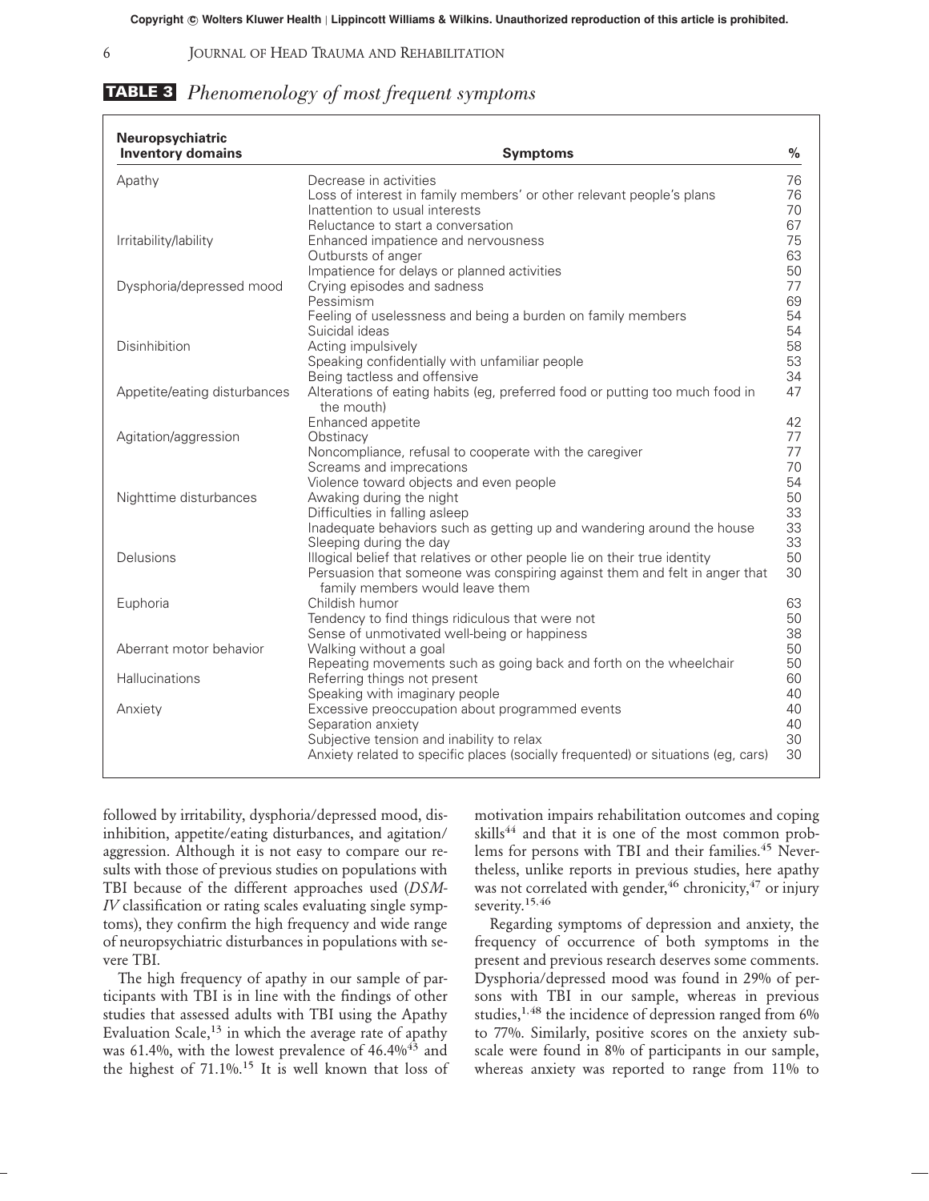**TABLE 3** *Phenomenology of most frequent symptoms*

| Neuropsychiatric Inventory domains | Symptoms | % |
|---|---|---|
| Apathy | Decrease in activities | 76 |
| | Loss of interest in family members' or other relevant people's plans | 76 |
| | Inattention to usual interests | 70 |
| | Reluctance to start a conversation | 67 |
| Irritability/lability | Enhanced impatience and nervousness | 75 |
| | Outbursts of anger | 63 |
| | Impatience for delays or planned activities | 50 |
| Dysphoria/depressed mood | Crying episodes and sadness | 77 |
| | Pessimism | 69 |
| | Feeling of uselessness and being a burden on family members | 54 |
| | Suicidal ideas | 54 |
| Disinhibition | Acting impulsively | 58 |
| | Speaking confidentially with unfamiliar people | 53 |
| | Being tactless and offensive | 34 |
| Appetite/eating disturbances | Alterations of eating habits (eg, preferred food or putting too much food in the mouth) | 47 |
| | Enhanced appetite | 42 |
| Agitation/aggression | Obstinacy | 77 |
| | Noncompliance, refusal to cooperate with the caregiver | 77 |
| | Screams and imprecations | 70 |
| | Violence toward objects and even people | 54 |
| Nighttime disturbances | Awaking during the night | 50 |
| | Difficulties in falling asleep | 33 |
| | Inadequate behaviors such as getting up and wandering around the house | 33 |
| | Sleeping during the day | 33 |
| Delusions | Illogical belief that relatives or other people lie on their true identity | 50 |
| | Persuasion that someone was conspiring against them and felt in anger that family members would leave them | 30 |
| Euphoria | Childish humor | 63 |
| | Tendency to find things ridiculous that were not | 50 |
| | Sense of unmotivated well-being or happiness | 38 |
| Aberrant motor behavior | Walking without a goal | 50 |
| | Repeating movements such as going back and forth on the wheelchair | 50 |
| Hallucinations | Referring things not present | 60 |
| | Speaking with imaginary people | 40 |
| Anxiety | Excessive preoccupation about programmed events | 40 |
| | Separation anxiety | 40 |
| | Subjective tension and inability to relax | 30 |
| | Anxiety related to specific places (socially frequented) or situations (eg, cars) | 30 |

followed by irritability, dysphoria/depressed mood, disinhibition, appetite/eating disturbances, and agitation/aggression. Although it is not easy to compare our results with those of previous studies on populations with TBI because of the different approaches used (*DSM-IV* classification or rating scales evaluating single symptoms), they confirm the high frequency and wide range of neuropsychiatric disturbances in populations with severe TBI.

The high frequency of apathy in our sample of participants with TBI is in line with the findings of other studies that assessed adults with TBI using the Apathy Evaluation Scale,[13] in which the average rate of apathy was 61.4%, with the lowest prevalence of 46.4%[43] and the highest of 71.1%.[15] It is well known that loss of motivation impairs rehabilitation outcomes and coping skills[44] and that it is one of the most common problems for persons with TBI and their families.[45] Nevertheless, unlike reports in previous studies, here apathy was not correlated with gender,[46] chronicity,[47] or injury severity.[15,46]

Regarding symptoms of depression and anxiety, the frequency of occurrence of both symptoms in the present and previous research deserves some comments. Dysphoria/depressed mood was found in 29% of persons with TBI in our sample, whereas in previous studies,[1,48] the incidence of depression ranged from 6% to 77%. Similarly, positive scores on the anxiety subscale were found in 8% of participants in our sample, whereas anxiety was reported to range from 11% to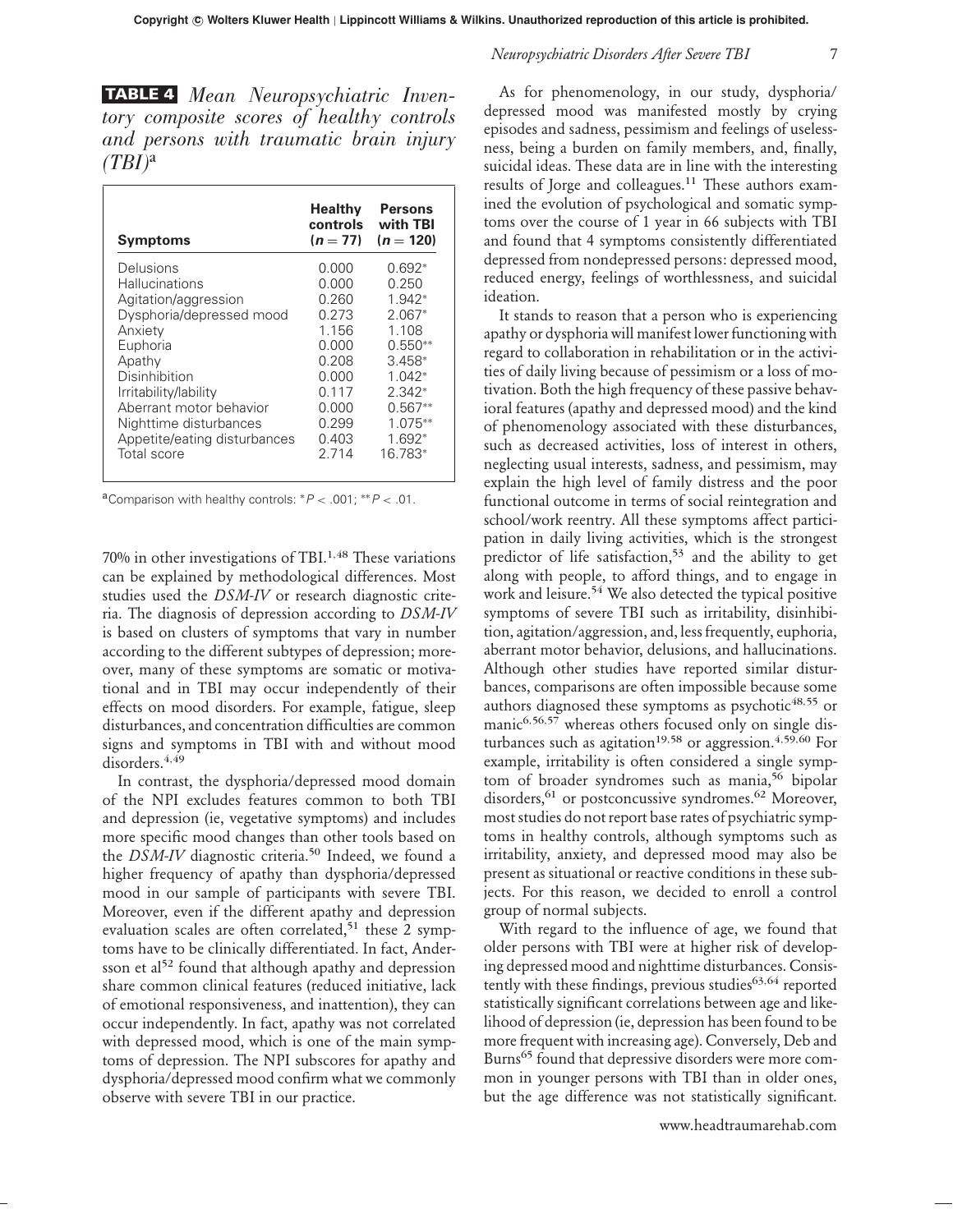**TABLE 4** *Mean Neuropsychiatric Inventory composite scores of healthy controls and persons with traumatic brain injury (TBI)*[a]

| Symptoms | Healthy controls ($n = 77$) | Persons with TBI ($n = 120$) |
|---|---|---|
| Delusions | 0.000 | 0.692* |
| Hallucinations | 0.000 | 0.250 |
| Agitation/aggression | 0.260 | 1.942* |
| Dysphoria/depressed mood | 0.273 | 2.067* |
| Anxiety | 1.156 | 1.108 |
| Euphoria | 0.000 | 0.550** |
| Apathy | 0.208 | 3.458* |
| Disinhibition | 0.000 | 1.042* |
| Irritability/lability | 0.117 | 2.342* |
| Aberrant motor behavior | 0.000 | 0.567** |
| Nighttime disturbances | 0.299 | 1.075** |
| Appetite/eating disturbances | 0.403 | 1.692* |
| Total score | 2.714 | 16.783* |

[a]Comparison with healthy controls: *$P < .001$; **$P < .01$.

70% in other investigations of TBI.[1,48] These variations can be explained by methodological differences. Most studies used the *DSM-IV* or research diagnostic criteria. The diagnosis of depression according to *DSM-IV* is based on clusters of symptoms that vary in number according to the different subtypes of depression; moreover, many of these symptoms are somatic or motivational and in TBI may occur independently of their effects on mood disorders. For example, fatigue, sleep disturbances, and concentration difficulties are common signs and symptoms in TBI with and without mood disorders.[4,49]

In contrast, the dysphoria/depressed mood domain of the NPI excludes features common to both TBI and depression (ie, vegetative symptoms) and includes more specific mood changes than other tools based on the *DSM-IV* diagnostic criteria.[50] Indeed, we found a higher frequency of apathy than dysphoria/depressed mood in our sample of participants with severe TBI. Moreover, even if the different apathy and depression evaluation scales are often correlated,[51] these 2 symptoms have to be clinically differentiated. In fact, Andersson et al[52] found that although apathy and depression share common clinical features (reduced initiative, lack of emotional responsiveness, and inattention), they can occur independently. In fact, apathy was not correlated with depressed mood, which is one of the main symptoms of depression. The NPI subscores for apathy and dysphoria/depressed mood confirm what we commonly observe with severe TBI in our practice.

As for phenomenology, in our study, dysphoria/depressed mood was manifested mostly by crying episodes and sadness, pessimism and feelings of uselessness, being a burden on family members, and, finally, suicidal ideas. These data are in line with the interesting results of Jorge and colleagues.[11] These authors examined the evolution of psychological and somatic symptoms over the course of 1 year in 66 subjects with TBI and found that 4 symptoms consistently differentiated depressed from nondepressed persons: depressed mood, reduced energy, feelings of worthlessness, and suicidal ideation.

It stands to reason that a person who is experiencing apathy or dysphoria will manifest lower functioning with regard to collaboration in rehabilitation or in the activities of daily living because of pessimism or a loss of motivation. Both the high frequency of these passive behavioral features (apathy and depressed mood) and the kind of phenomenology associated with these disturbances, such as decreased activities, loss of interest in others, neglecting usual interests, sadness, and pessimism, may explain the high level of family distress and the poor functional outcome in terms of social reintegration and school/work reentry. All these symptoms affect participation in daily living activities, which is the strongest predictor of life satisfaction,[53] and the ability to get along with people, to afford things, and to engage in work and leisure.[54] We also detected the typical positive symptoms of severe TBI such as irritability, disinhibition, agitation/aggression, and, less frequently, euphoria, aberrant motor behavior, delusions, and hallucinations. Although other studies have reported similar disturbances, comparisons are often impossible because some authors diagnosed these symptoms as psychotic[48,55] or manic[6,56,57] whereas others focused only on single disturbances such as agitation[19,58] or aggression.[4,59,60] For example, irritability is often considered a single symptom of broader syndromes such as mania,[56] bipolar disorders,[61] or postconcussive syndromes.[62] Moreover, most studies do not report base rates of psychiatric symptoms in healthy controls, although symptoms such as irritability, anxiety, and depressed mood may also be present as situational or reactive conditions in these subjects. For this reason, we decided to enroll a control group of normal subjects.

With regard to the influence of age, we found that older persons with TBI were at higher risk of developing depressed mood and nighttime disturbances. Consistently with these findings, previous studies[63,64] reported statistically significant correlations between age and likelihood of depression (ie, depression has been found to be more frequent with increasing age). Conversely, Deb and Burns[65] found that depressive disorders were more common in younger persons with TBI than in older ones, but the age difference was not statistically significant.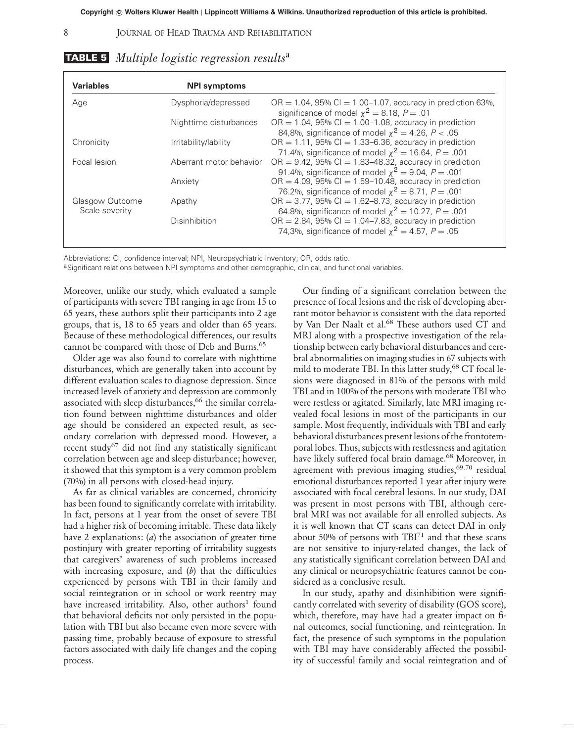**TABLE 5** *Multiple logistic regression results*[a]

| Variables | NPI symptoms | |
|---|---|---|
| Age | Dysphoria/depressed | OR = 1.04, 95% CI = 1.00–1.07, accuracy in prediction 63%, significance of model $\chi^2 = 8.18$, $P = .01$ |
| | Nighttime disturbances | OR = 1.04, 95% CI = 1.00–1.08, accuracy in prediction 84,8%, significance of model $\chi^2 = 4.26$, $P < .05$ |
| Chronicity | Irritability/lability | OR = 1.11, 95% CI = 1.33–6.36, accuracy in prediction 71.4%, significance of model $\chi^2 = 16.64$, $P = .001$ |
| Focal lesion | Aberrant motor behavior | OR = 9.42, 95% CI = 1.83–48.32, accuracy in prediction 91.4%, significance of model $\chi^2 = 9.04$, $P = .001$ |
| | Anxiety | OR = 4.09, 95% CI = 1.59–10.48, accuracy in prediction 76.2%, significance of model $\chi^2 = 8.71$, $P = .001$ |
| Glasgow Outcome Scale severity | Apathy | OR = 3.77, 95% CI = 1.62–8.73, accuracy in prediction 64.8%, significance of model $\chi^2 = 10.27$, $P = .001$ |
| | Disinhibition | OR = 2.84, 95% CI = 1.04–7.83, accuracy in prediction 74,3%, significance of model $\chi^2 = 4.57$, $P = .05$ |

Abbreviations: CI, confidence interval; NPI, Neuropsychiatric Inventory; OR, odds ratio.
[a]Significant relations between NPI symptoms and other demographic, clinical, and functional variables.

Moreover, unlike our study, which evaluated a sample of participants with severe TBI ranging in age from 15 to 65 years, these authors split their participants into 2 age groups, that is, 18 to 65 years and older than 65 years. Because of these methodological differences, our results cannot be compared with those of Deb and Burns.[65]

Older age was also found to correlate with nighttime disturbances, which are generally taken into account by different evaluation scales to diagnose depression. Since increased levels of anxiety and depression are commonly associated with sleep disturbances,[66] the similar correlation found between nighttime disturbances and older age should be considered an expected result, as secondary correlation with depressed mood. However, a recent study[67] did not find any statistically significant correlation between age and sleep disturbance; however, it showed that this symptom is a very common problem (70%) in all persons with closed-head injury.

As far as clinical variables are concerned, chronicity has been found to significantly correlate with irritability. In fact, persons at 1 year from the onset of severe TBI had a higher risk of becoming irritable. These data likely have 2 explanations: (*a*) the association of greater time postinjury with greater reporting of irritability suggests that caregivers' awareness of such problems increased with increasing exposure, and (*b*) that the difficulties experienced by persons with TBI in their family and social reintegration or in school or work reentry may have increased irritability. Also, other authors[1] found that behavioral deficits not only persisted in the population with TBI but also became even more severe with passing time, probably because of exposure to stressful factors associated with daily life changes and the coping process.

Our finding of a significant correlation between the presence of focal lesions and the risk of developing aberrant motor behavior is consistent with the data reported by Van Der Naalt et al.[68] These authors used CT and MRI along with a prospective investigation of the relationship between early behavioral disturbances and cerebral abnormalities on imaging studies in 67 subjects with mild to moderate TBI. In this latter study,[68] CT focal lesions were diagnosed in 81% of the persons with mild TBI and in 100% of the persons with moderate TBI who were restless or agitated. Similarly, late MRI imaging revealed focal lesions in most of the participants in our sample. Most frequently, individuals with TBI and early behavioral disturbances present lesions of the frontotemporal lobes. Thus, subjects with restlessness and agitation have likely suffered focal brain damage.[68] Moreover, in agreement with previous imaging studies,[69,70] residual emotional disturbances reported 1 year after injury were associated with focal cerebral lesions. In our study, DAI was present in most persons with TBI, although cerebral MRI was not available for all enrolled subjects. As it is well known that CT scans can detect DAI in only about 50% of persons with TBI[71] and that these scans are not sensitive to injury-related changes, the lack of any statistically significant correlation between DAI and any clinical or neuropsychiatric features cannot be considered as a conclusive result.

In our study, apathy and disinhibition were significantly correlated with severity of disability (GOS score), which, therefore, may have had a greater impact on final outcomes, social functioning, and reintegration. In fact, the presence of such symptoms in the population with TBI may have considerably affected the possibility of successful family and social reintegration and of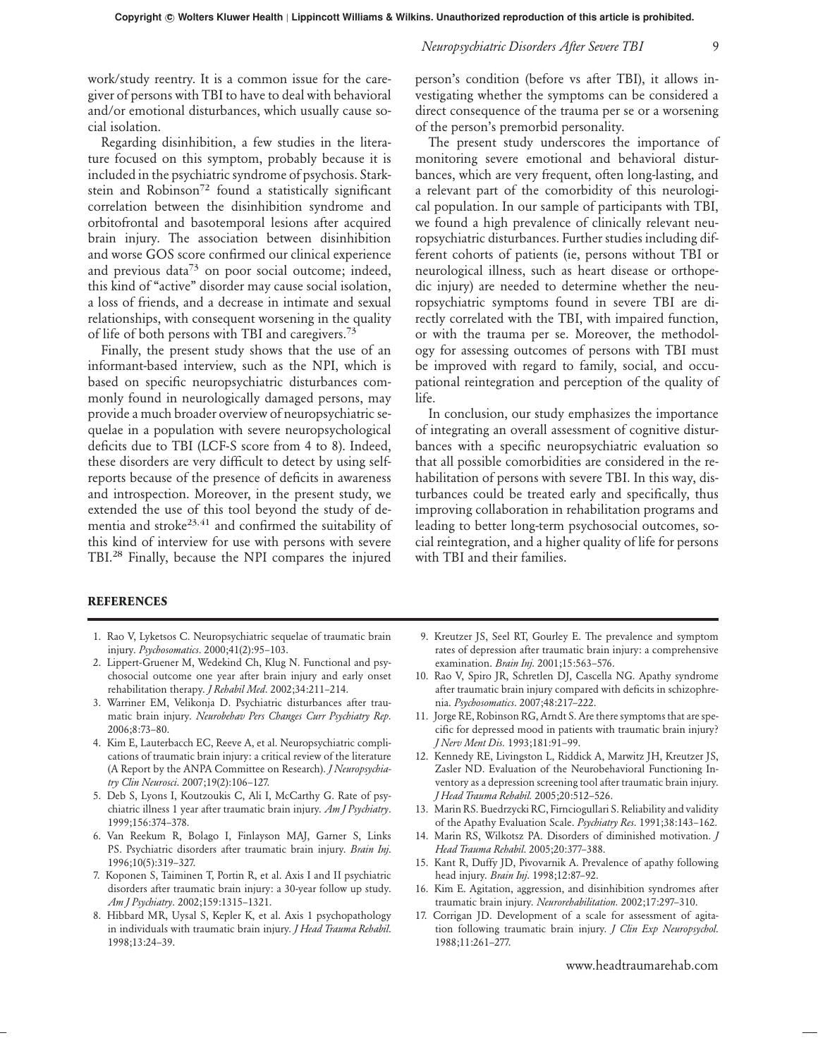work/study reentry. It is a common issue for the caregiver of persons with TBI to have to deal with behavioral and/or emotional disturbances, which usually cause social isolation.

Regarding disinhibition, a few studies in the literature focused on this symptom, probably because it is included in the psychiatric syndrome of psychosis. Starkstein and Robinson[72] found a statistically significant correlation between the disinhibition syndrome and orbitofrontal and basotemporal lesions after acquired brain injury. The association between disinhibition and worse GOS score confirmed our clinical experience and previous data[73] on poor social outcome; indeed, this kind of "active" disorder may cause social isolation, a loss of friends, and a decrease in intimate and sexual relationships, with consequent worsening in the quality of life of both persons with TBI and caregivers.[73]

Finally, the present study shows that the use of an informant-based interview, such as the NPI, which is based on specific neuropsychiatric disturbances commonly found in neurologically damaged persons, may provide a much broader overview of neuropsychiatric sequelae in a population with severe neuropsychological deficits due to TBI (LCF-S score from 4 to 8). Indeed, these disorders are very difficult to detect by using self-reports because of the presence of deficits in awareness and introspection. Moreover, in the present study, we extended the use of this tool beyond the study of dementia and stroke[23,41] and confirmed the suitability of this kind of interview for use with persons with severe TBI.[28] Finally, because the NPI compares the injured person's condition (before vs after TBI), it allows investigating whether the symptoms can be considered a direct consequence of the trauma per se or a worsening of the person's premorbid personality.

The present study underscores the importance of monitoring severe emotional and behavioral disturbances, which are very frequent, often long-lasting, and a relevant part of the comorbidity of this neurological population. In our sample of participants with TBI, we found a high prevalence of clinically relevant neuropsychiatric disturbances. Further studies including different cohorts of patients (ie, persons without TBI or neurological illness, such as heart disease or orthopedic injury) are needed to determine whether the neuropsychiatric symptoms found in severe TBI are directly correlated with the TBI, with impaired function, or with the trauma per se. Moreover, the methodology for assessing outcomes of persons with TBI must be improved with regard to family, social, and occupational reintegration and perception of the quality of life.

In conclusion, our study emphasizes the importance of integrating an overall assessment of cognitive disturbances with a specific neuropsychiatric evaluation so that all possible comorbidities are considered in the rehabilitation of persons with severe TBI. In this way, disturbances could be treated early and specifically, thus improving collaboration in rehabilitation programs and leading to better long-term psychosocial outcomes, social reintegration, and a higher quality of life for persons with TBI and their families.

## REFERENCES

1. Rao V, Lyketsos C. Neuropsychiatric sequelae of traumatic brain injury. *Psychosomatics*. 2000;41(2):95–103.
2. Lippert-Gruener M, Wedekind Ch, Klug N. Functional and psychosocial outcome one year after brain injury and early onset rehabilitation therapy. *J Rehabil Med*. 2002;34:211–214.
3. Warriner EM, Velikonja D. Psychiatric disturbances after traumatic brain injury. *Neurobehav Pers Changes Curr Psychiatry Rep*. 2006;8:73–80.
4. Kim E, Lauterbacch EC, Reeve A, et al. Neuropsychiatric complications of traumatic brain injury: a critical review of the literature (A Report by the ANPA Committee on Research). *J Neuropsychiatry Clin Neurosci*. 2007;19(2):106–127.
5. Deb S, Lyons I, Koutzoukis C, Ali I, McCarthy G. Rate of psychiatric illness 1 year after traumatic brain injury. *Am J Psychiatry*. 1999;156:374–378.
6. Van Reekum R, Bolago I, Finlayson MAJ, Garner S, Links PS. Psychiatric disorders after traumatic brain injury. *Brain Inj*. 1996;10(5):319–327.
7. Koponen S, Taiminen T, Portin R, et al. Axis I and II psychiatric disorders after traumatic brain injury: a 30-year follow up study. *Am J Psychiatry*. 2002;159:1315–1321.
8. Hibbard MR, Uysal S, Kepler K, et al. Axis 1 psychopathology in individuals with traumatic brain injury. *J Head Trauma Rehabil*. 1998;13:24–39.
9. Kreutzer JS, Seel RT, Gourley E. The prevalence and symptom rates of depression after traumatic brain injury: a comprehensive examination. *Brain Inj*. 2001;15:563–576.
10. Rao V, Spiro JR, Schretlen DJ, Cascella NG. Apathy syndrome after traumatic brain injury compared with deficits in schizophrenia. *Psychosomatics*. 2007;48:217–222.
11. Jorge RE, Robinson RG, Arndt S. Are there symptoms that are specific for depressed mood in patients with traumatic brain injury? *J Nerv Ment Dis*. 1993;181:91–99.
12. Kennedy RE, Livingston L, Riddick A, Marwitz JH, Kreutzer JS, Zasler ND. Evaluation of the Neurobehavioral Functioning Inventory as a depression screening tool after traumatic brain injury. *J Head Trauma Rehabil.* 2005;20:512–526.
13. Marin RS. Buedrzycki RC, Firnciogullari S. Reliability and validity of the Apathy Evaluation Scale. *Psychiatry Res*. 1991;38:143–162.
14. Marin RS, Wilkotsz PA. Disorders of diminished motivation. *J Head Trauma Rehabil*. 2005;20:377–388.
15. Kant R, Duffy JD, Pivovarnik A. Prevalence of apathy following head injury. *Brain Inj*. 1998;12:87–92.
16. Kim E. Agitation, aggression, and disinhibition syndromes after traumatic brain injury. *Neurorehabilitation*. 2002;17:297–310.
17. Corrigan JD. Development of a scale for assessment of agitation following traumatic brain injury. *J Clin Exp Neuropsychol*. 1988;11:261–277.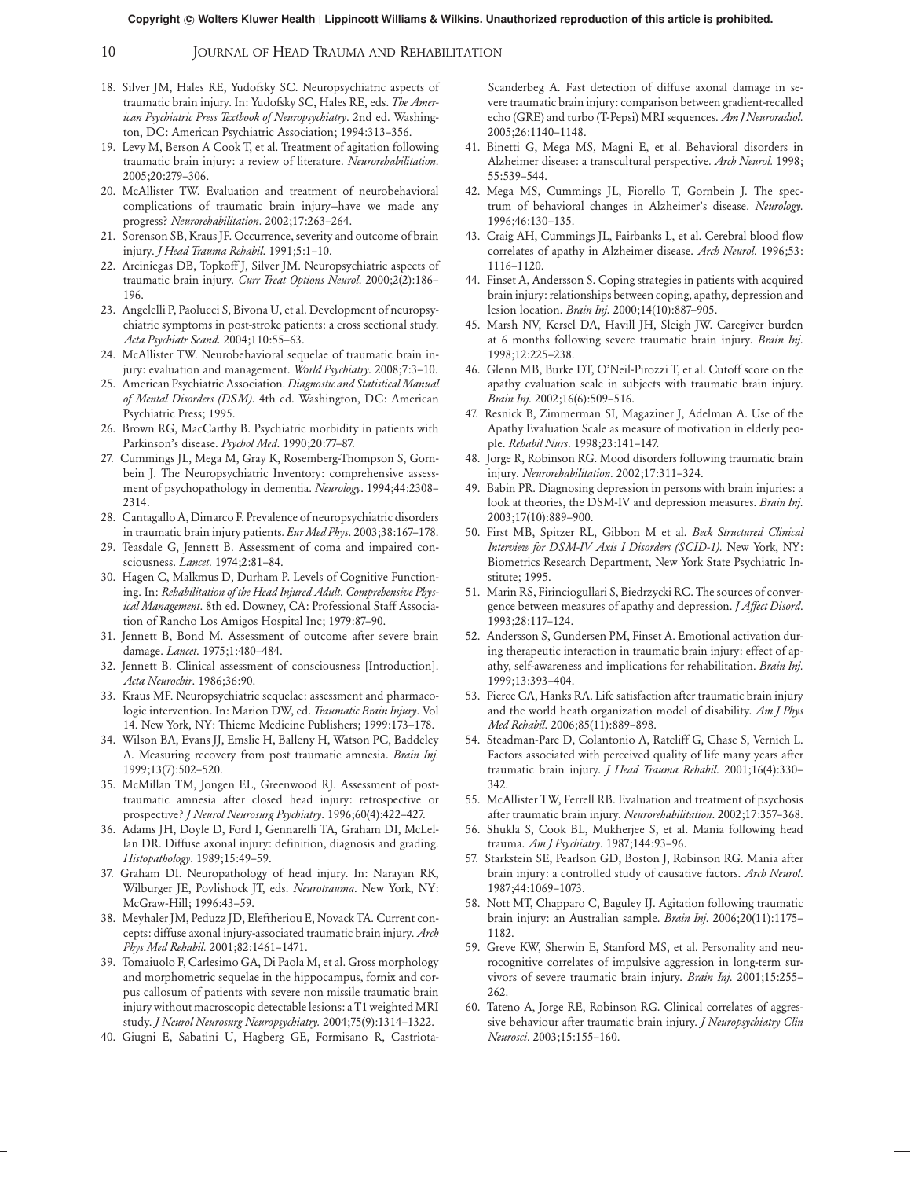18. Silver JM, Hales RE, Yudofsky SC. Neuropsychiatric aspects of traumatic brain injury. In: Yudofsky SC, Hales RE, eds. *The American Psychiatric Press Textbook of Neuropsychiatry*. 2nd ed. Washington, DC: American Psychiatric Association; 1994:313–356.
19. Levy M, Berson A Cook T, et al. Treatment of agitation following traumatic brain injury: a review of literature. *Neurorehabilitation*. 2005;20:279–306.
20. McAllister TW. Evaluation and treatment of neurobehavioral complications of traumatic brain injury–have we made any progress? *Neurorehabilitation*. 2002;17:263–264.
21. Sorenson SB, Kraus JF. Occurrence, severity and outcome of brain injury. *J Head Trauma Rehabil*. 1991;5:1–10.
22. Arciniegas DB, Topkoff J, Silver JM. Neuropsychiatric aspects of traumatic brain injury. *Curr Treat Options Neurol*. 2000;2(2):186–196.
23. Angelelli P, Paolucci S, Bivona U, et al. Development of neuropsychiatric symptoms in post-stroke patients: a cross sectional study. *Acta Psychiatr Scand*. 2004;110:55–63.
24. McAllister TW. Neurobehavioral sequelae of traumatic brain injury: evaluation and management. *World Psychiatry*. 2008;7:3–10.
25. American Psychiatric Association. *Diagnostic and Statistical Manual of Mental Disorders (DSM)*. 4th ed. Washington, DC: American Psychiatric Press; 1995.
26. Brown RG, MacCarthy B. Psychiatric morbidity in patients with Parkinson's disease. *Psychol Med*. 1990;20:77–87.
27. Cummings JL, Mega M, Gray K, Rosemberg-Thompson S, Gornbein J. The Neuropsychiatric Inventory: comprehensive assessment of psychopathology in dementia. *Neurology*. 1994;44:2308–2314.
28. Cantagallo A, Dimarco F. Prevalence of neuropsychiatric disorders in traumatic brain injury patients. *Eur Med Phys*. 2003;38:167–178.
29. Teasdale G, Jennett B. Assessment of coma and impaired consciousness. *Lancet*. 1974;2:81–84.
30. Hagen C, Malkmus D, Durham P. Levels of Cognitive Functioning. In: *Rehabilitation of the Head Injured Adult. Comprehensive Physical Management*. 8th ed. Downey, CA: Professional Staff Association of Rancho Los Amigos Hospital Inc; 1979:87–90.
31. Jennett B, Bond M. Assessment of outcome after severe brain damage. *Lancet*. 1975;1:480–484.
32. Jennett B. Clinical assessment of consciousness [Introduction]. *Acta Neurochir*. 1986;36:90.
33. Kraus MF. Neuropsychiatric sequelae: assessment and pharmacologic intervention. In: Marion DW, ed. *Traumatic Brain Injury*. Vol 14. New York, NY: Thieme Medicine Publishers; 1999:173–178.
34. Wilson BA, Evans JJ, Emslie H, Balleny H, Watson PC, Baddeley A. Measuring recovery from post traumatic amnesia. *Brain Inj*. 1999;13(7):502–520.
35. McMillan TM, Jongen EL, Greenwood RJ. Assessment of post-traumatic amnesia after closed head injury: retrospective or prospective? *J Neurol Neurosurg Psychiatry*. 1996;60(4):422–427.
36. Adams JH, Doyle D, Ford I, Gennarelli TA, Graham DI, McLellan DR. Diffuse axonal injury: definition, diagnosis and grading. *Histopathology*. 1989;15:49–59.
37. Graham DI. Neuropathology of head injury. In: Narayan RK, Wilburger JE, Povlishock JT, eds. *Neurotrauma*. New York, NY: McGraw-Hill; 1996:43–59.
38. Meyhaler JM, Peduzz JD, Eleftheriou E, Novack TA. Current concepts: diffuse axonal injury-associated traumatic brain injury. *Arch Phys Med Rehabil*. 2001;82:1461–1471.
39. Tomaiuolo F, Carlesimo GA, Di Paola M, et al. Gross morphology and morphometric sequelae in the hippocampus, fornix and corpus callosum of patients with severe non missile traumatic brain injury without macroscopic detectable lesions: a T1 weighted MRI study. *J Neurol Neurosurg Neuropsychiatry*. 2004;75(9):1314–1322.
40. Giugni E, Sabatini U, Hagberg GE, Formisano R, Castriota-Scanderbeg A. Fast detection of diffuse axonal damage in severe traumatic brain injury: comparison between gradient-recalled echo (GRE) and turbo (T-Pepsi) MRI sequences. *Am J Neuroradiol*. 2005;26:1140–1148.
41. Binetti G, Mega MS, Magni E, et al. Behavioral disorders in Alzheimer disease: a transcultural perspective. *Arch Neurol*. 1998;55:539–544.
42. Mega MS, Cummings JL, Fiorello T, Gornbein J. The spectrum of behavioral changes in Alzheimer's disease. *Neurology*. 1996;46:130–135.
43. Craig AH, Cummings JL, Fairbanks L, et al. Cerebral blood flow correlates of apathy in Alzheimer disease. *Arch Neurol*. 1996;53:1116–1120.
44. Finset A, Andersson S. Coping strategies in patients with acquired brain injury: relationships between coping, apathy, depression and lesion location. *Brain Inj*. 2000;14(10):887–905.
45. Marsh NV, Kersel DA, Havill JH, Sleigh JW. Caregiver burden at 6 months following severe traumatic brain injury. *Brain Inj*. 1998;12:225–238.
46. Glenn MB, Burke DT, O'Neil-Pirozzi T, et al. Cutoff score on the apathy evaluation scale in subjects with traumatic brain injury. *Brain Inj*. 2002;16(6):509–516.
47. Resnick B, Zimmerman SI, Magaziner J, Adelman A. Use of the Apathy Evaluation Scale as measure of motivation in elderly people. *Rehabil Nurs*. 1998;23:141–147.
48. Jorge R, Robinson RG. Mood disorders following traumatic brain injury. *Neurorehabilitation*. 2002;17:311–324.
49. Babin PR. Diagnosing depression in persons with brain injuries: a look at theories, the DSM-IV and depression measures. *Brain Inj*. 2003;17(10):889–900.
50. First MB, Spitzer RL, Gibbon M et al. *Beck Structured Clinical Interview for DSM-IV Axis I Disorders (SCID-1)*. New York, NY: Biometrics Research Department, New York State Psychiatric Institute; 1995.
51. Marin RS, Firinciogullari S, Biedrzycki RC. The sources of convergence between measures of apathy and depression. *J Affect Disord*. 1993;28:117–124.
52. Andersson S, Gundersen PM, Finset A. Emotional activation during therapeutic interaction in traumatic brain injury: effect of apathy, self-awareness and implications for rehabilitation. *Brain Inj*. 1999;13:393–404.
53. Pierce CA, Hanks RA. Life satisfaction after traumatic brain injury and the world heath organization model of disability. *Am J Phys Med Rehabil*. 2006;85(11):889–898.
54. Steadman-Pare D, Colantonio A, Ratcliff G, Chase S, Vernich L. Factors associated with perceived quality of life many years after traumatic brain injury. *J Head Trauma Rehabil*. 2001;16(4):330–342.
55. McAllister TW, Ferrell RB. Evaluation and treatment of psychosis after traumatic brain injury. *Neurorehabilitation*. 2002;17:357–368.
56. Shukla S, Cook BL, Mukherjee S, et al. Mania following head trauma. *Am J Psychiatry*. 1987;144:93–96.
57. Starkstein SE, Pearlson GD, Boston J, Robinson RG. Mania after brain injury: a controlled study of causative factors. *Arch Neurol*. 1987;44:1069–1073.
58. Nott MT, Chapparo C, Baguley IJ. Agitation following traumatic brain injury: an Australian sample. *Brain Inj*. 2006;20(11):1175–1182.
59. Greve KW, Sherwin E, Stanford MS, et al. Personality and neurocognitive correlates of impulsive aggression in long-term survivors of severe traumatic brain injury. *Brain Inj*. 2001;15:255–262.
60. Tateno A, Jorge RE, Robinson RG. Clinical correlates of aggressive behaviour after traumatic brain injury. *J Neuropsychiatry Clin Neurosci*. 2003;15:155–160.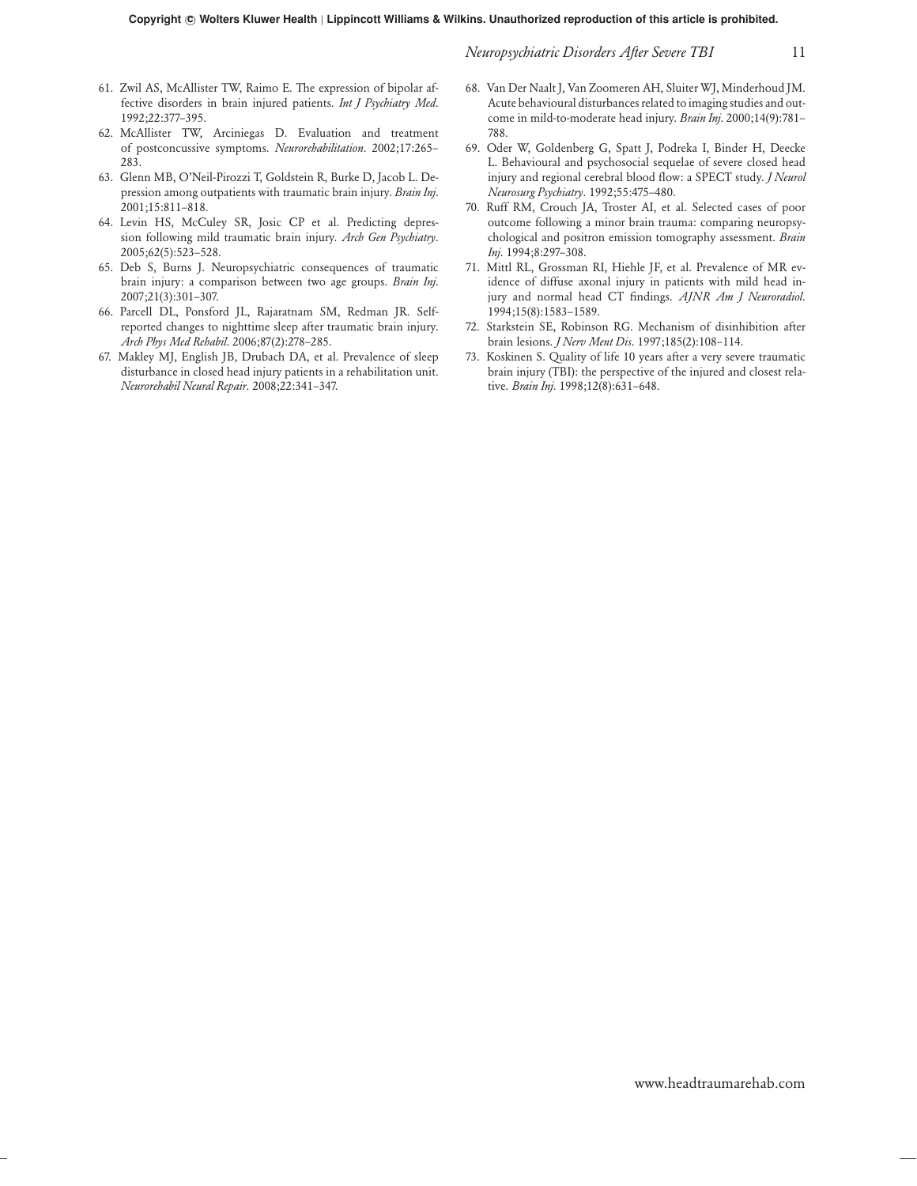61. Zwil AS, McAllister TW, Raimo E. The expression of bipolar affective disorders in brain injured patients. *Int J Psychiatry Med*. 1992;22:377–395.
62. McAllister TW, Arciniegas D. Evaluation and treatment of postconcussive symptoms. *Neurorehabilitation*. 2002;17:265–283.
63. Glenn MB, O'Neil-Pirozzi T, Goldstein R, Burke D, Jacob L. Depression among outpatients with traumatic brain injury. *Brain Inj*. 2001;15:811–818.
64. Levin HS, McCuley SR, Josic CP et al. Predicting depression following mild traumatic brain injury. *Arch Gen Psychiatry*. 2005;62(5):523–528.
65. Deb S, Burns J. Neuropsychiatric consequences of traumatic brain injury: a comparison between two age groups. *Brain Inj*. 2007;21(3):301–307.
66. Parcell DL, Ponsford JL, Rajaratnam SM, Redman JR. Self-reported changes to nighttime sleep after traumatic brain injury. *Arch Phys Med Rehabil*. 2006;87(2):278–285.
67. Makley MJ, English JB, Drubach DA, et al. Prevalence of sleep disturbance in closed head injury patients in a rehabilitation unit. *Neurorehabil Neural Repair*. 2008;22:341–347.
68. Van Der Naalt J, Van Zoomeren AH, Sluiter WJ, Minderhoud JM. Acute behavioural disturbances related to imaging studies and outcome in mild-to-moderate head injury. *Brain Inj*. 2000;14(9):781–788.
69. Oder W, Goldenberg G, Spatt J, Podreka I, Binder H, Deecke L. Behavioural and psychosocial sequelae of severe closed head injury and regional cerebral blood flow: a SPECT study. *J Neurol Neurosurg Psychiatry*. 1992;55:475–480.
70. Ruff RM, Crouch JA, Troster AI, et al. Selected cases of poor outcome following a minor brain trauma: comparing neuropsychological and positron emission tomography assessment. *Brain Inj*. 1994;8:297–308.
71. Mittl RL, Grossman RI, Hiehle JF, et al. Prevalence of MR evidence of diffuse axonal injury in patients with mild head injury and normal head CT findings. *AJNR Am J Neuroradiol*. 1994;15(8):1583–1589.
72. Starkstein SE, Robinson RG. Mechanism of disinhibition after brain lesions. *J Nerv Ment Dis*. 1997;185(2):108–114.
73. Koskinen S. Quality of life 10 years after a very severe traumatic brain injury (TBI): the perspective of the injured and closest relative. *Brain Inj*. 1998;12(8):631–648.